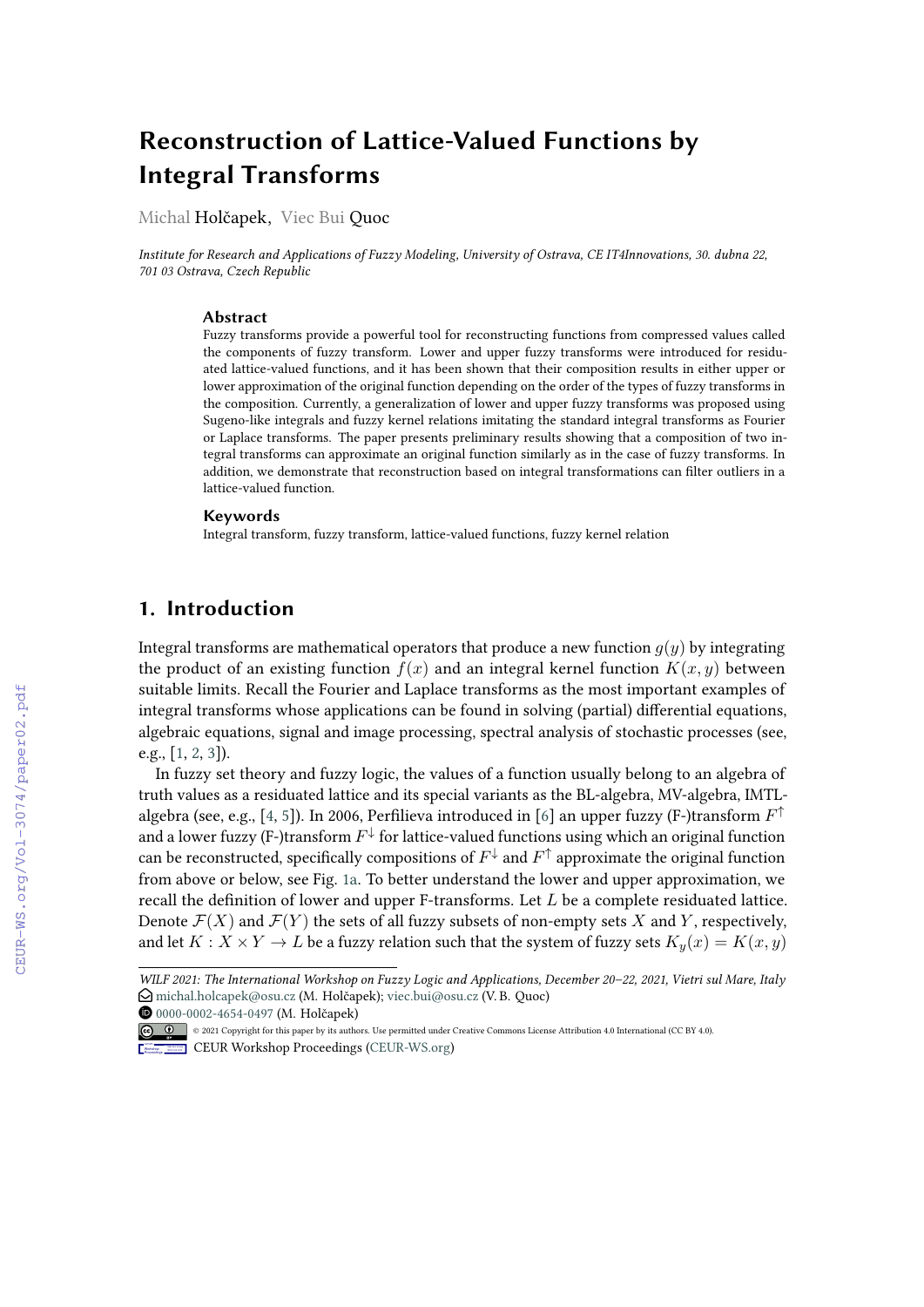# Reconstruction of Lattice-Valued Functions by Integral Transforms

Michal Holčapek, Viec Bui Quoc

*Institute for Research and Applications of Fuzzy Modeling, University of Ostrava, CE IT4Innovations, 30. dubna 22, 701 03 Ostrava, Czech Republic*

### Abstract

Fuzzy transforms provide a powerful tool for reconstructing functions from compressed values called the components of fuzzy transform. Lower and upper fuzzy transforms were introduced for residuated lattice-valued functions, and it has been shown that their composition results in either upper or lower approximation of the original function depending on the order of the types of fuzzy transforms in the composition. Currently, a generalization of lower and upper fuzzy transforms was proposed using Sugeno-like integrals and fuzzy kernel relations imitating the standard integral transforms as Fourier or Laplace transforms. The paper presents preliminary results showing that a composition of two integral transforms can approximate an original function similarly as in the case of fuzzy transforms. In addition, we demonstrate that reconstruction based on integral transformations can filter outliers in a lattice-valued function.

### Keywords

Integral transform, fuzzy transform, lattice-valued functions, fuzzy kernel relation

## 1. Introduction

Integral transforms are mathematical operators that produce a new function $g(y)$ by integrating the product of an existing function $f(x)$ and an integral kernel function $K(x, y)$ between suitable limits. Recall the Fourier and Laplace transforms as the most important examples of integral transforms whose applications can be found in solving (partial) differential equations, algebraic equations, signal and image processing, spectral analysis of stochastic processes (see, e.g., [1, 2, 3]).

In fuzzy set theory and fuzzy logic, the values of a function usually belong to an algebra of truth values as a residuated lattice and its special variants as the BL-algebra, MV-algebra, IMTL-algebra (see, e.g., [4, 5]). In 2006, Perfilieva introduced in [6] an upper fuzzy (F-)transform $F^{\uparrow}$ and a lower fuzzy (F-)transform $F^{\downarrow}$ for lattice-valued functions using which an original function can be reconstructed, specifically compositions of $F^{\downarrow}$ and $F^{\uparrow}$ approximate the original function from above or below, see Fig. 1a. To better understand the lower and upper approximation, we recall the definition of lower and upper F-transforms. Let $L$ be a complete residuated lattice. Denote $\mathcal{F}(X)$ and $\mathcal{F}(Y)$ the sets of all fuzzy subsets of non-empty sets $X$ and $Y$, respectively, and let $K : X \times Y \to L$ be a fuzzy relation such that the system of fuzzy sets $K_y(x) = K(x, y)$

---

*WILF 2021: The International Workshop on Fuzzy Logic and Applications, December 20–22, 2021, Vietri sul Mare, Italy*
michal.holcapek@osu.cz (M. Holčapek); viec.bui@osu.cz (V. B. Quoc)
0000-0002-4654-0497 (M. Holčapek)
© 2021 Copyright for this paper by its authors. Use permitted under Creative Commons License Attribution 4.0 International (CC BY 4.0).
CEUR Workshop Proceedings (CEUR-WS.org)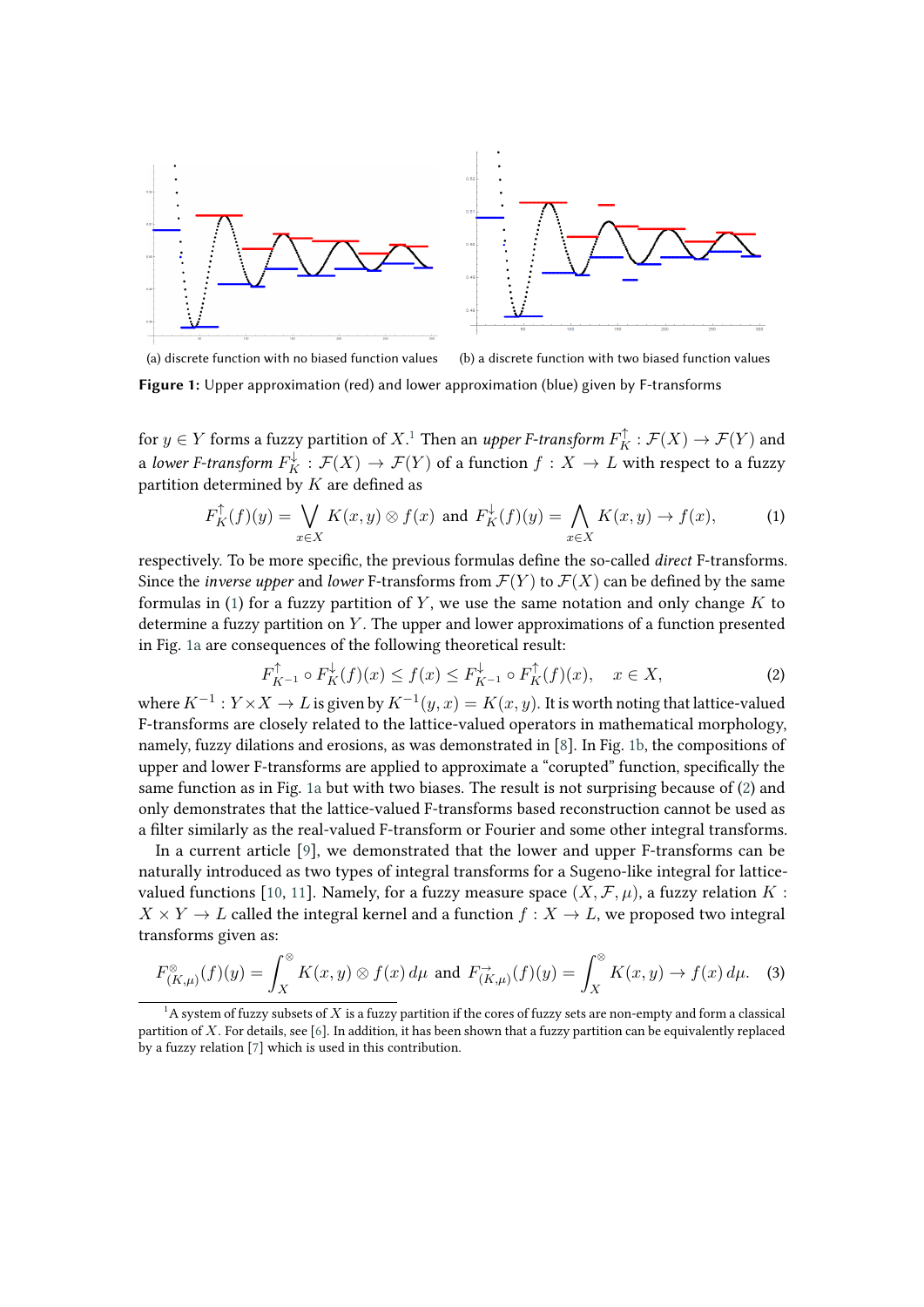(a) discrete function with no biased function values

(b) a discrete function with two biased function values

**Figure 1:** Upper approximation (red) and lower approximation (blue) given by F-transforms

for $y \in Y$ forms a fuzzy partition of $X$.[1] Then an *upper F-transform* $F_K^{\uparrow} : \mathcal{F}(X) \to \mathcal{F}(Y)$ and a *lower F-transform* $F_K^{\downarrow} : \mathcal{F}(X) \to \mathcal{F}(Y)$ of a function $f : X \to L$ with respect to a fuzzy partition determined by $K$ are defined as

$$F_K^{\uparrow}(f)(y) = \bigvee_{x \in X} K(x, y) \otimes f(x) \text{ and } F_K^{\downarrow}(f)(y) = \bigwedge_{x \in X} K(x, y) \to f(x), \tag{1}$$

respectively. To be more specific, the previous formulas define the so-called *direct* F-transforms. Since the *inverse upper* and *lower* F-transforms from $\mathcal{F}(Y)$ to $\mathcal{F}(X)$ can be defined by the same formulas in (1) for a fuzzy partition of $Y$, we use the same notation and only change $K$ to determine a fuzzy partition on $Y$. The upper and lower approximations of a function presented in Fig. 1a are consequences of the following theoretical result:

$$F_{K^{-1}}^{\uparrow} \circ F_K^{\downarrow}(f)(x) \leq f(x) \leq F_{K^{-1}}^{\downarrow} \circ F_K^{\uparrow}(f)(x), \quad x \in X, \tag{2}$$

where $K^{-1} : Y \times X \to L$ is given by $K^{-1}(y, x) = K(x, y)$. It is worth noting that lattice-valued F-transforms are closely related to the lattice-valued operators in mathematical morphology, namely, fuzzy dilations and erosions, as was demonstrated in [8]. In Fig. 1b, the compositions of upper and lower F-transforms are applied to approximate a "corupted" function, specifically the same function as in Fig. 1a but with two biases. The result is not surprising because of (2) and only demonstrates that the lattice-valued F-transforms based reconstruction cannot be used as a filter similarly as the real-valued F-transform or Fourier and some other integral transforms.

In a current article [9], we demonstrated that the lower and upper F-transforms can be naturally introduced as two types of integral transforms for a Sugeno-like integral for lattice-valued functions [10, 11]. Namely, for a fuzzy measure space $(X, \mathcal{F}, \mu)$, a fuzzy relation $K : X \times Y \to L$ called the integral kernel and a function $f : X \to L$, we proposed two integral transforms given as:

$$F_{(K,\mu)}^{\otimes}(f)(y) = \int_X^{\otimes} K(x, y) \otimes f(x)\, d\mu \text{ and } F_{(K,\mu)}^{\to}(f)(y) = \int_X^{\otimes} K(x, y) \to f(x)\, d\mu. \tag{3}$$

[1] A system of fuzzy subsets of $X$ is a fuzzy partition if the cores of fuzzy sets are non-empty and form a classical partition of $X$. For details, see [6]. In addition, it has been shown that a fuzzy partition can be equivalently replaced by a fuzzy relation [7] which is used in this contribution.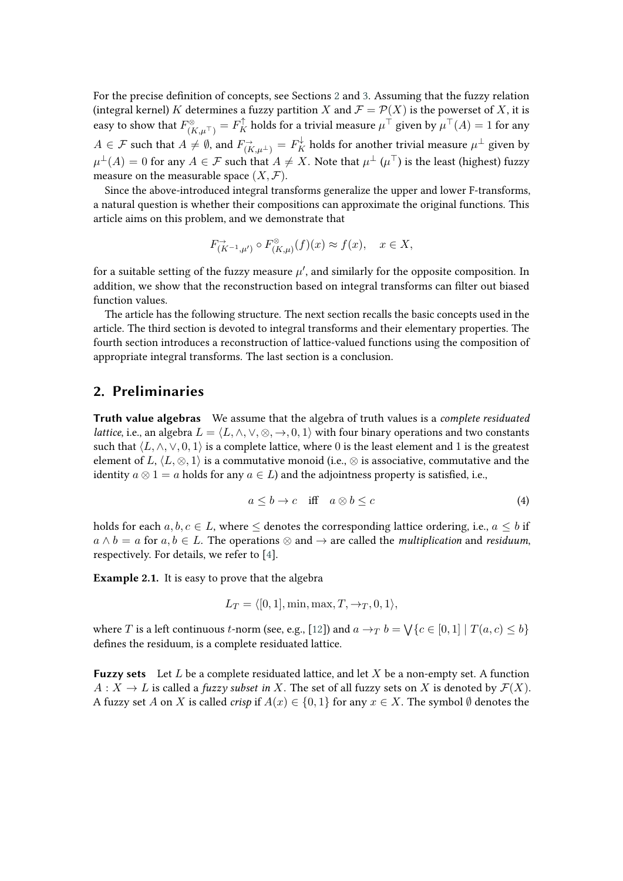For the precise definition of concepts, see Sections 2 and 3. Assuming that the fuzzy relation (integral kernel) $K$ determines a fuzzy partition $X$ and $\mathcal{F} = \mathcal{P}(X)$ is the powerset of $X$, it is easy to show that $F^{\otimes}_{(K,\mu^{\top})} = F^{\uparrow}_{K}$ holds for a trivial measure $\mu^{\top}$ given by $\mu^{\top}(A) = 1$ for any $A \in \mathcal{F}$ such that $A \neq \emptyset$, and $F^{\rightarrow}_{(K,\mu^{\perp})} = F^{\downarrow}_{K}$ holds for another trivial measure $\mu^{\perp}$ given by $\mu^{\perp}(A) = 0$ for any $A \in \mathcal{F}$ such that $A \neq X$. Note that $\mu^{\perp}$ ($\mu^{\top}$) is the least (highest) fuzzy measure on the measurable space $(X, \mathcal{F})$.

Since the above-introduced integral transforms generalize the upper and lower F-transforms, a natural question is whether their compositions can approximate the original functions. This article aims on this problem, and we demonstrate that

$$F^{\rightarrow}_{(K^{-1},\mu')} \circ F^{\otimes}_{(K,\mu)}(f)(x) \approx f(x), \quad x \in X,$$

for a suitable setting of the fuzzy measure $\mu'$, and similarly for the opposite composition. In addition, we show that the reconstruction based on integral transforms can filter out biased function values.

The article has the following structure. The next section recalls the basic concepts used in the article. The third section is devoted to integral transforms and their elementary properties. The fourth section introduces a reconstruction of lattice-valued functions using the composition of appropriate integral transforms. The last section is a conclusion.

## 2. Preliminaries

**Truth value algebras** We assume that the algebra of truth values is a *complete residuated lattice*, i.e., an algebra $L = \langle L, \wedge, \vee, \otimes, \rightarrow, 0, 1\rangle$ with four binary operations and two constants such that $\langle L, \wedge, \vee, 0, 1\rangle$ is a complete lattice, where 0 is the least element and 1 is the greatest element of $L$, $\langle L, \otimes, 1\rangle$ is a commutative monoid (i.e., $\otimes$ is associative, commutative and the identity $a \otimes 1 = a$ holds for any $a \in L$) and the adjointness property is satisfied, i.e.,

$$a \leq b \rightarrow c \quad \text{iff} \quad a \otimes b \leq c \tag{4}$$

holds for each $a, b, c \in L$, where $\leq$ denotes the corresponding lattice ordering, i.e., $a \leq b$ if $a \wedge b = a$ for $a, b \in L$. The operations $\otimes$ and $\rightarrow$ are called the *multiplication* and *residuum*, respectively. For details, we refer to [4].

**Example 2.1.** It is easy to prove that the algebra

$$L_T = \langle [0, 1], \min, \max, T, \rightarrow_T, 0, 1\rangle,$$

where $T$ is a left continuous $t$-norm (see, e.g., [12]) and $a \rightarrow_T b = \bigvee\{c \in [0, 1] \mid T(a, c) \leq b\}$ defines the residuum, is a complete residuated lattice.

**Fuzzy sets** Let $L$ be a complete residuated lattice, and let $X$ be a non-empty set. A function $A : X \rightarrow L$ is called a *fuzzy subset in* $X$. The set of all fuzzy sets on $X$ is denoted by $\mathcal{F}(X)$. A fuzzy set $A$ on $X$ is called *crisp* if $A(x) \in \{0, 1\}$ for any $x \in X$. The symbol $\emptyset$ denotes the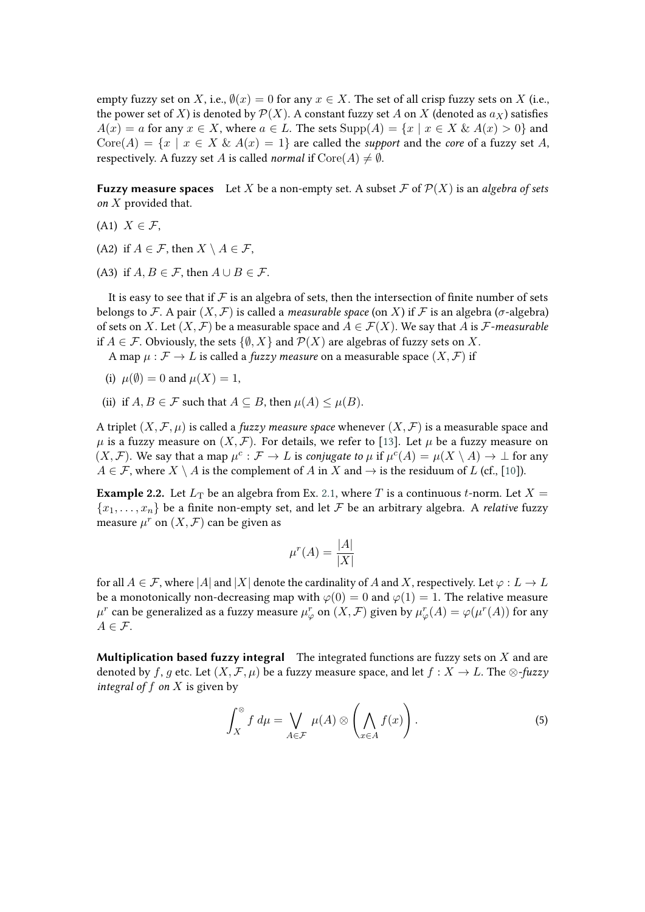empty fuzzy set on $X$, i.e., $\emptyset(x) = 0$ for any $x \in X$. The set of all crisp fuzzy sets on $X$ (i.e., the power set of $X$) is denoted by $\mathcal{P}(X)$. A constant fuzzy set $A$ on $X$ (denoted as $a_X$) satisfies $A(x) = a$ for any $x \in X$, where $a \in L$. The sets $\mathrm{Supp}(A) = \{x \mid x \in X \ \& \ A(x) > 0\}$ and $\mathrm{Core}(A) = \{x \mid x \in X \ \& \ A(x) = 1\}$ are called the *support* and the *core* of a fuzzy set $A$, respectively. A fuzzy set $A$ is called *normal* if $\mathrm{Core}(A) \neq \emptyset$.

**Fuzzy measure spaces** Let $X$ be a non-empty set. A subset $\mathcal{F}$ of $\mathcal{P}(X)$ is an *algebra of sets on $X$* provided that.

(A1) $X \in \mathcal{F}$,

(A2) if $A \in \mathcal{F}$, then $X \setminus A \in \mathcal{F}$,

(A3) if $A, B \in \mathcal{F}$, then $A \cup B \in \mathcal{F}$.

It is easy to see that if $\mathcal{F}$ is an algebra of sets, then the intersection of finite number of sets belongs to $\mathcal{F}$. A pair $(X, \mathcal{F})$ is called a *measurable space* (on $X$) if $\mathcal{F}$ is an algebra ($\sigma$-algebra) of sets on $X$. Let $(X, \mathcal{F})$ be a measurable space and $A \in \mathcal{F}(X)$. We say that $A$ is $\mathcal{F}$*-measurable* if $A \in \mathcal{F}$. Obviously, the sets $\{\emptyset, X\}$ and $\mathcal{P}(X)$ are algebras of fuzzy sets on $X$.

A map $\mu : \mathcal{F} \to L$ is called a *fuzzy measure* on a measurable space $(X, \mathcal{F})$ if

(i) $\mu(\emptyset) = 0$ and $\mu(X) = 1$,

(ii) if $A, B \in \mathcal{F}$ such that $A \subseteq B$, then $\mu(A) \leq \mu(B)$.

A triplet $(X, \mathcal{F}, \mu)$ is called a *fuzzy measure space* whenever $(X, \mathcal{F})$ is a measurable space and $\mu$ is a fuzzy measure on $(X, \mathcal{F})$. For details, we refer to [13]. Let $\mu$ be a fuzzy measure on $(X, \mathcal{F})$. We say that a map $\mu^c : \mathcal{F} \to L$ is *conjugate to* $\mu$ if $\mu^c(A) = \mu(X \setminus A) \to \bot$ for any $A \in \mathcal{F}$, where $X \setminus A$ is the complement of $A$ in $X$ and $\to$ is the residuum of $L$ (cf., [10]).

**Example 2.2.** Let $L_T$ be an algebra from Ex. 2.1, where $T$ is a continuous $t$-norm. Let $X = \{x_1, \dots, x_n\}$ be a finite non-empty set, and let $\mathcal{F}$ be an arbitrary algebra. A *relative* fuzzy measure $\mu^r$ on $(X, \mathcal{F})$ can be given as

$$\mu^r(A) = \frac{|A|}{|X|}$$

for all $A \in \mathcal{F}$, where $|A|$ and $|X|$ denote the cardinality of $A$ and $X$, respectively. Let $\varphi : L \to L$ be a monotonically non-decreasing map with $\varphi(0) = 0$ and $\varphi(1) = 1$. The relative measure $\mu^r$ can be generalized as a fuzzy measure $\mu^r_\varphi$ on $(X, \mathcal{F})$ given by $\mu^r_\varphi(A) = \varphi(\mu^r(A))$ for any $A \in \mathcal{F}$.

**Multiplication based fuzzy integral** The integrated functions are fuzzy sets on $X$ and are denoted by $f, g$ etc. Let $(X, \mathcal{F}, \mu)$ be a fuzzy measure space, and let $f : X \to L$. The $\otimes$*-fuzzy integral of $f$ on $X$* is given by

$$\int_X^{\otimes} f \, d\mu = \bigvee_{A \in \mathcal{F}} \mu(A) \otimes \left( \bigwedge_{x \in A} f(x) \right). \tag{5}$$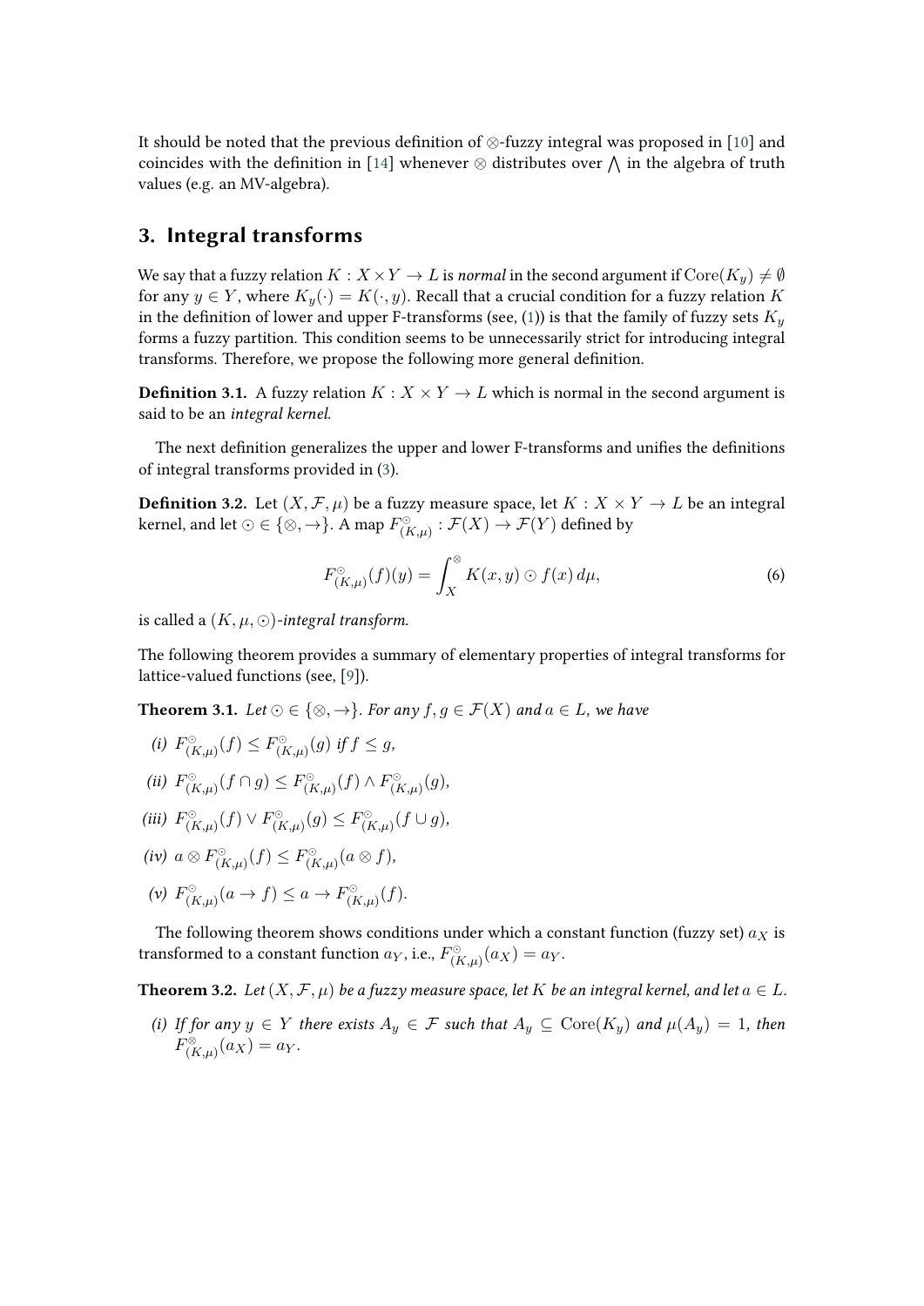It should be noted that the previous definition of $\otimes$-fuzzy integral was proposed in [10] and coincides with the definition in [14] whenever $\otimes$ distributes over $\bigwedge$ in the algebra of truth values (e.g. an MV-algebra).

## 3. Integral transforms

We say that a fuzzy relation $K : X \times Y \to L$ is *normal* in the second argument if $\mathrm{Core}(K_y) \neq \emptyset$ for any $y \in Y$, where $K_y(\cdot) = K(\cdot, y)$. Recall that a crucial condition for a fuzzy relation $K$ in the definition of lower and upper F-transforms (see, (1)) is that the family of fuzzy sets $K_y$ forms a fuzzy partition. This condition seems to be unnecessarily strict for introducing integral transforms. Therefore, we propose the following more general definition.

**Definition 3.1.** A fuzzy relation $K : X \times Y \to L$ which is normal in the second argument is said to be an *integral kernel*.

The next definition generalizes the upper and lower F-transforms and unifies the definitions of integral transforms provided in (3).

**Definition 3.2.** Let $(X, \mathcal{F}, \mu)$ be a fuzzy measure space, let $K : X \times Y \to L$ be an integral kernel, and let $\odot \in \{\otimes, \to\}$. A map $F^{\odot}_{(K,\mu)} : \mathcal{F}(X) \to \mathcal{F}(Y)$ defined by

$$F^{\odot}_{(K,\mu)}(f)(y) = \int_X^{\otimes} K(x, y) \odot f(x)\, d\mu, \tag{6}$$

is called a $(K, \mu, \odot)$-*integral transform*.

The following theorem provides a summary of elementary properties of integral transforms for lattice-valued functions (see, [9]).

**Theorem 3.1.** *Let $\odot \in \{\otimes, \to\}$. For any $f, g \in \mathcal{F}(X)$ and $a \in L$, we have*

*(i)* $F^{\odot}_{(K,\mu)}(f) \leq F^{\odot}_{(K,\mu)}(g)$ *if* $f \leq g$,

*(ii)* $F^{\odot}_{(K,\mu)}(f \cap g) \leq F^{\odot}_{(K,\mu)}(f) \wedge F^{\odot}_{(K,\mu)}(g)$,

*(iii)* $F^{\odot}_{(K,\mu)}(f) \vee F^{\odot}_{(K,\mu)}(g) \leq F^{\odot}_{(K,\mu)}(f \cup g)$,

*(iv)* $a \otimes F^{\odot}_{(K,\mu)}(f) \leq F^{\odot}_{(K,\mu)}(a \otimes f)$,

*(v)* $F^{\odot}_{(K,\mu)}(a \to f) \leq a \to F^{\odot}_{(K,\mu)}(f)$.

The following theorem shows conditions under which a constant function (fuzzy set) $a_X$ is transformed to a constant function $a_Y$, i.e., $F^{\odot}_{(K,\mu)}(a_X) = a_Y$.

**Theorem 3.2.** *Let $(X, \mathcal{F}, \mu)$ be a fuzzy measure space, let $K$ be an integral kernel, and let $a \in L$.*

*(i) If for any $y \in Y$ there exists $A_y \in \mathcal{F}$ such that $A_y \subseteq \mathrm{Core}(K_y)$ and $\mu(A_y) = 1$, then $F^{\otimes}_{(K,\mu)}(a_X) = a_Y$.*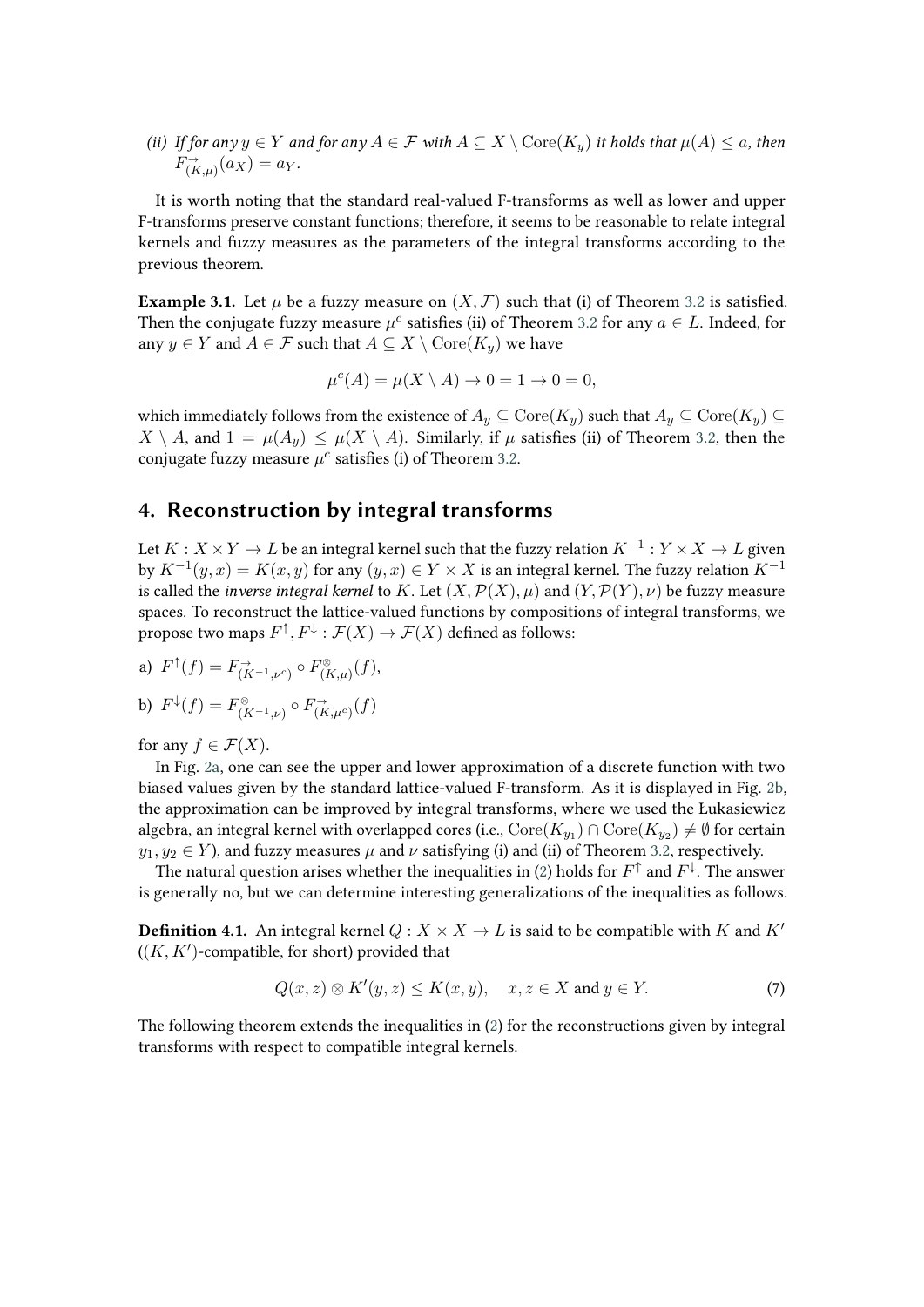*(ii) If for any $y \in Y$ and for any $A \in \mathcal{F}$ with $A \subseteq X \setminus \mathrm{Core}(K_y)$ it holds that $\mu(A) \leq a$, then $F^{\rightarrow}_{(K,\mu)}(a_X) = a_Y$.*

It is worth noting that the standard real-valued F-transforms as well as lower and upper F-transforms preserve constant functions; therefore, it seems to be reasonable to relate integral kernels and fuzzy measures as the parameters of the integral transforms according to the previous theorem.

**Example 3.1.** Let $\mu$ be a fuzzy measure on $(X, \mathcal{F})$ such that (i) of Theorem 3.2 is satisfied. Then the conjugate fuzzy measure $\mu^c$ satisfies (ii) of Theorem 3.2 for any $a \in L$. Indeed, for any $y \in Y$ and $A \in \mathcal{F}$ such that $A \subseteq X \setminus \mathrm{Core}(K_y)$ we have

$$\mu^c(A) = \mu(X \setminus A) \to 0 = 1 \to 0 = 0,$$

which immediately follows from the existence of $A_y \subseteq \mathrm{Core}(K_y)$ such that $A_y \subseteq \mathrm{Core}(K_y) \subseteq X \setminus A$, and $1 = \mu(A_y) \leq \mu(X \setminus A)$. Similarly, if $\mu$ satisfies (ii) of Theorem 3.2, then the conjugate fuzzy measure $\mu^c$ satisfies (i) of Theorem 3.2.

## 4. Reconstruction by integral transforms

Let $K : X \times Y \to L$ be an integral kernel such that the fuzzy relation $K^{-1} : Y \times X \to L$ given by $K^{-1}(y, x) = K(x, y)$ for any $(y, x) \in Y \times X$ is an integral kernel. The fuzzy relation $K^{-1}$ is called the *inverse integral kernel* to $K$. Let $(X, \mathcal{P}(X), \mu)$ and $(Y, \mathcal{P}(Y), \nu)$ be fuzzy measure spaces. To reconstruct the lattice-valued functions by compositions of integral transforms, we propose two maps $F^{\uparrow}, F^{\downarrow} : \mathcal{F}(X) \to \mathcal{F}(X)$ defined as follows:

a) $F^{\uparrow}(f) = F^{\rightarrow}_{(K^{-1},\nu^c)} \circ F^{\otimes}_{(K,\mu)}(f)$,

b) $F^{\downarrow}(f) = F^{\otimes}_{(K^{-1},\nu)} \circ F^{\rightarrow}_{(K,\mu^c)}(f)$

for any $f \in \mathcal{F}(X)$.

In Fig. 2a, one can see the upper and lower approximation of a discrete function with two biased values given by the standard lattice-valued F-transform. As it is displayed in Fig. 2b, the approximation can be improved by integral transforms, where we used the Łukasiewicz algebra, an integral kernel with overlapped cores (i.e., $\mathrm{Core}(K_{y_1}) \cap \mathrm{Core}(K_{y_2}) \neq \emptyset$ for certain $y_1, y_2 \in Y$), and fuzzy measures $\mu$ and $\nu$ satisfying (i) and (ii) of Theorem 3.2, respectively.

The natural question arises whether the inequalities in (2) holds for $F^{\uparrow}$ and $F^{\downarrow}$. The answer is generally no, but we can determine interesting generalizations of the inequalities as follows.

**Definition 4.1.** An integral kernel $Q : X \times X \to L$ is said to be compatible with $K$ and $K'$ ($(K, K')$-compatible, for short) provided that

$$Q(x, z) \otimes K'(y, z) \leq K(x, y), \quad x, z \in X \text{ and } y \in Y. \tag{7}$$

The following theorem extends the inequalities in (2) for the reconstructions given by integral transforms with respect to compatible integral kernels.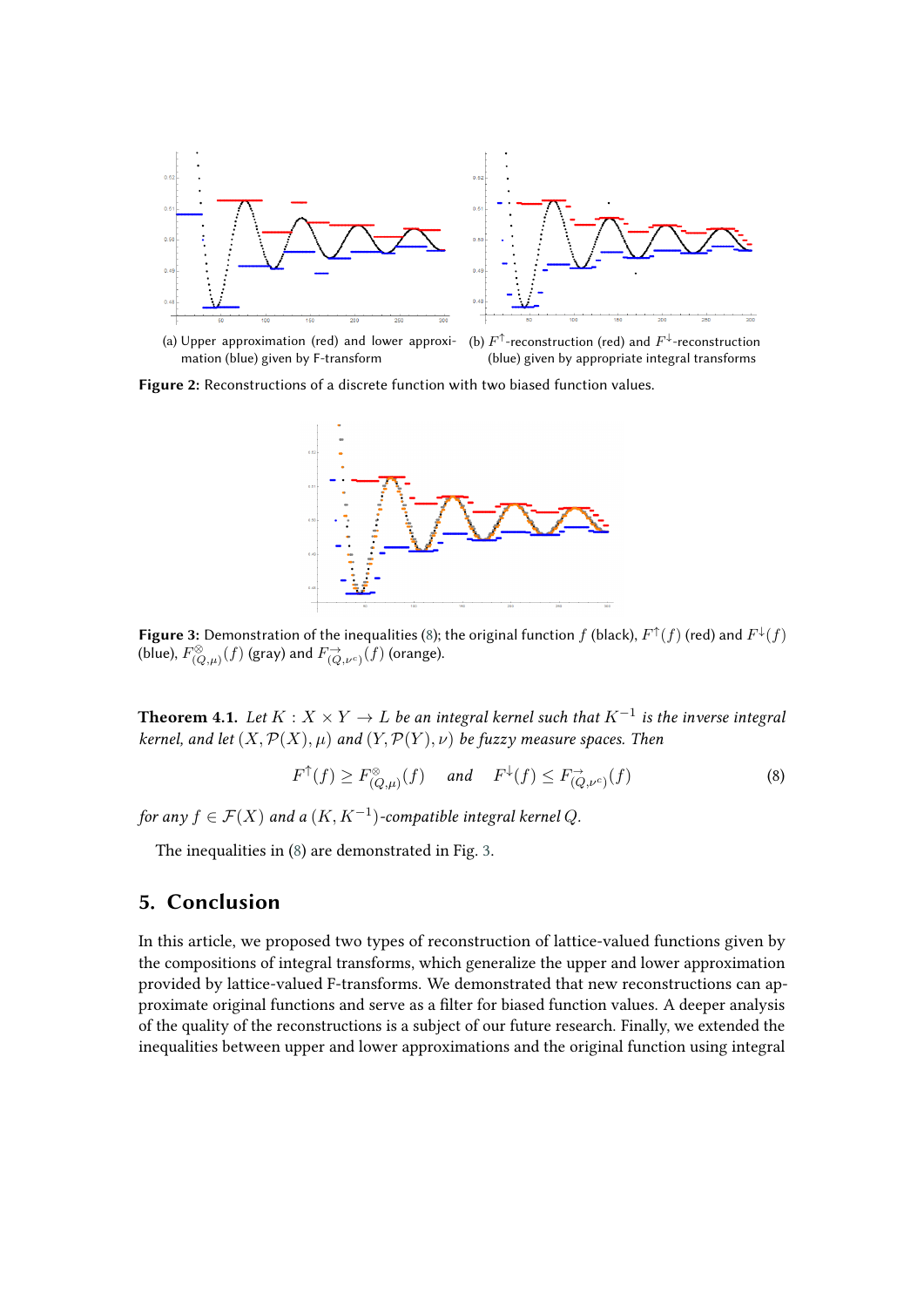(a) Upper approximation (red) and lower approximation (blue) given by F-transform

(b) $F^{\uparrow}$-reconstruction (red) and $F^{\downarrow}$-reconstruction (blue) given by appropriate integral transforms

**Figure 2:** Reconstructions of a discrete function with two biased function values.

**Figure 3:** Demonstration of the inequalities (8); the original function $f$ (black), $F^{\uparrow}(f)$ (red) and $F^{\downarrow}(f)$ (blue), $F^{\otimes}_{(Q,\mu)}(f)$ (gray) and $F^{\rightarrow}_{(Q,\nu^c)}(f)$ (orange).

**Theorem 4.1.** *Let $K : X \times Y \to L$ be an integral kernel such that $K^{-1}$ is the inverse integral kernel, and let $(X, \mathcal{P}(X), \mu)$ and $(Y, \mathcal{P}(Y), \nu)$ be fuzzy measure spaces. Then*

$$F^{\uparrow}(f) \geq F^{\otimes}_{(Q,\mu)}(f) \quad \text{and} \quad F^{\downarrow}(f) \leq F^{\rightarrow}_{(Q,\nu^c)}(f) \tag{8}$$

*for any $f \in \mathcal{F}(X)$ and a $(K, K^{-1})$-compatible integral kernel $Q$.*

The inequalities in (8) are demonstrated in Fig. 3.

## 5. Conclusion

In this article, we proposed two types of reconstruction of lattice-valued functions given by the compositions of integral transforms, which generalize the upper and lower approximation provided by lattice-valued F-transforms. We demonstrated that new reconstructions can approximate original functions and serve as a filter for biased function values. A deeper analysis of the quality of the reconstructions is a subject of our future research. Finally, we extended the inequalities between upper and lower approximations and the original function using integral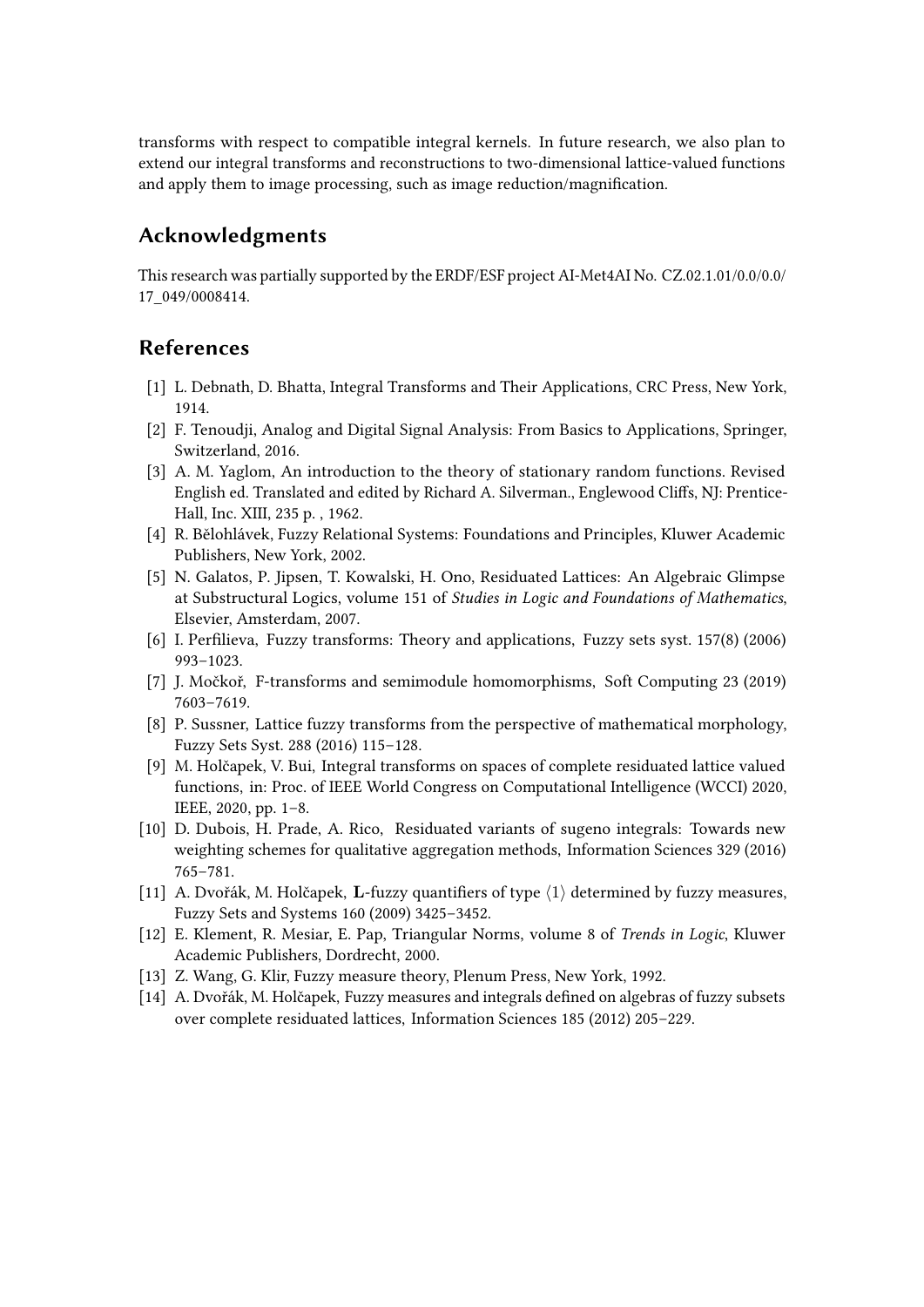transforms with respect to compatible integral kernels. In future research, we also plan to extend our integral transforms and reconstructions to two-dimensional lattice-valued functions and apply them to image processing, such as image reduction/magnification.

## Acknowledgments

This research was partially supported by the ERDF/ESF project AI-Met4AI No. CZ.02.1.01/0.0/0.0/17_049/0008414.

## References

[1] L. Debnath, D. Bhatta, Integral Transforms and Their Applications, CRC Press, New York, 1914.

[2] F. Tenoudji, Analog and Digital Signal Analysis: From Basics to Applications, Springer, Switzerland, 2016.

[3] A. M. Yaglom, An introduction to the theory of stationary random functions. Revised English ed. Translated and edited by Richard A. Silverman., Englewood Cliffs, NJ: Prentice-Hall, Inc. XIII, 235 p. , 1962.

[4] R. Bělohlávek, Fuzzy Relational Systems: Foundations and Principles, Kluwer Academic Publishers, New York, 2002.

[5] N. Galatos, P. Jipsen, T. Kowalski, H. Ono, Residuated Lattices: An Algebraic Glimpse at Substructural Logics, volume 151 of *Studies in Logic and Foundations of Mathematics*, Elsevier, Amsterdam, 2007.

[6] I. Perfilieva, Fuzzy transforms: Theory and applications, Fuzzy sets syst. 157(8) (2006) 993–1023.

[7] J. Močkoř, F-transforms and semimodule homomorphisms, Soft Computing 23 (2019) 7603–7619.

[8] P. Sussner, Lattice fuzzy transforms from the perspective of mathematical morphology, Fuzzy Sets Syst. 288 (2016) 115–128.

[9] M. Holčapek, V. Bui, Integral transforms on spaces of complete residuated lattice valued functions, in: Proc. of IEEE World Congress on Computational Intelligence (WCCI) 2020, IEEE, 2020, pp. 1–8.

[10] D. Dubois, H. Prade, A. Rico, Residuated variants of sugeno integrals: Towards new weighting schemes for qualitative aggregation methods, Information Sciences 329 (2016) 765–781.

[11] A. Dvořák, M. Holčapek, $\mathbf{L}$-fuzzy quantifiers of type $\langle 1 \rangle$ determined by fuzzy measures, Fuzzy Sets and Systems 160 (2009) 3425–3452.

[12] E. Klement, R. Mesiar, E. Pap, Triangular Norms, volume 8 of *Trends in Logic*, Kluwer Academic Publishers, Dordrecht, 2000.

[13] Z. Wang, G. Klir, Fuzzy measure theory, Plenum Press, New York, 1992.

[14] A. Dvořák, M. Holčapek, Fuzzy measures and integrals defined on algebras of fuzzy subsets over complete residuated lattices, Information Sciences 185 (2012) 205–229.